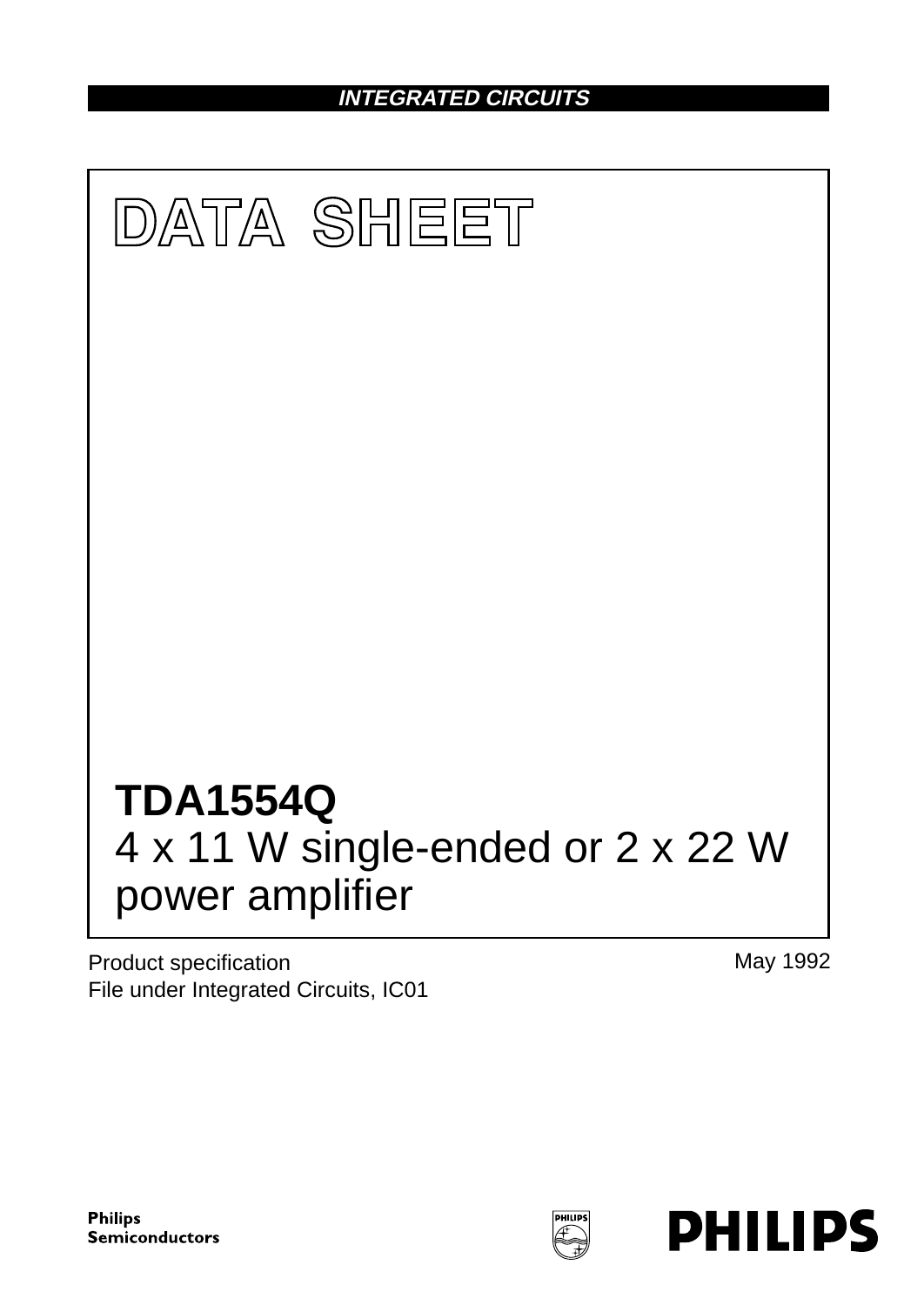INTEGRATED CIRCUITS

# DATA SHEET

# TDA1554Q

## 4 x 11 W single-ended or 2 x 22 W power amplifier

Product specification
File under Integrated Circuits, IC01

May 1992

Philips Semiconductors

PHILIPS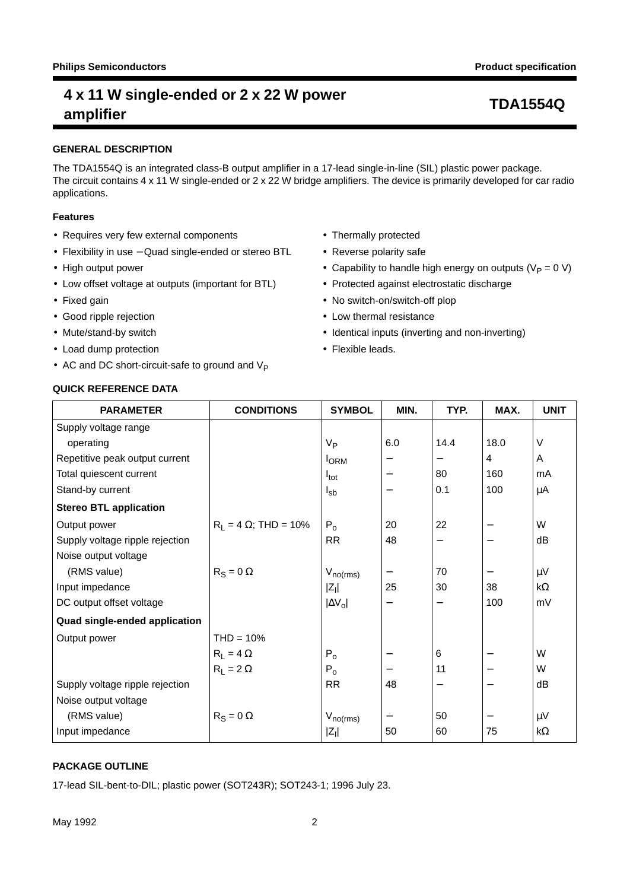# 4 x 11 W single-ended or 2 x 22 W power amplifier

# TDA1554Q

## GENERAL DESCRIPTION

The TDA1554Q is an integrated class-B output amplifier in a 17-lead single-in-line (SIL) plastic power package. The circuit contains 4 x 11 W single-ended or 2 x 22 W bridge amplifiers. The device is primarily developed for car radio applications.

### Features

- Requires very few external components
- Flexibility in use − Quad single-ended or stereo BTL
- High output power
- Low offset voltage at outputs (important for BTL)
- Fixed gain
- Good ripple rejection
- Mute/stand-by switch
- Load dump protection
- AC and DC short-circuit-safe to ground and $V_P$
- Thermally protected
- Reverse polarity safe
- Capability to handle high energy on outputs ($V_P$ = 0 V)
- Protected against electrostatic discharge
- No switch-on/switch-off plop
- Low thermal resistance
- Identical inputs (inverting and non-inverting)
- Flexible leads.

## QUICK REFERENCE DATA

| PARAMETER | CONDITIONS | SYMBOL | MIN. | TYP. | MAX. | UNIT |
|---|---|---|---|---|---|---|
| Supply voltage range | | | | | | |
| operating | | $V_P$ | 6.0 | 14.4 | 18.0 | V |
| Repetitive peak output current | | $I_{ORM}$ | − | − | 4 | A |
| Total quiescent current | | $I_{tot}$ | − | 80 | 160 | mA |
| Stand-by current | | $I_{sb}$ | − | 0.1 | 100 | μA |
| **Stereo BTL application** | | | | | | |
| Output power | $R_L$ = 4 Ω; THD = 10% | $P_o$ | 20 | 22 | − | W |
| Supply voltage ripple rejection | | RR | 48 | − | − | dB |
| Noise output voltage | | | | | | |
| (RMS value) | $R_S$ = 0 Ω | $V_{no(rms)}$ | − | 70 | − | μV |
| Input impedance | | $\|Z_I\|$ | 25 | 30 | 38 | kΩ |
| DC output offset voltage | | $\|\Delta V_o\|$ | − | − | 100 | mV |
| **Quad single-ended application** | | | | | | |
| Output power | THD = 10% | | | | | |
| | $R_L$ = 4 Ω | $P_o$ | − | 6 | − | W |
| | $R_L$ = 2 Ω | $P_o$ | − | 11 | − | W |
| Supply voltage ripple rejection | | RR | 48 | − | − | dB |
| Noise output voltage | | | | | | |
| (RMS value) | $R_S$ = 0 Ω | $V_{no(rms)}$ | − | 50 | − | μV |
| Input impedance | | $\|Z_I\|$ | 50 | 60 | 75 | kΩ |

## PACKAGE OUTLINE

17-lead SIL-bent-to-DIL; plastic power (SOT243R); SOT243-1; 1996 July 23.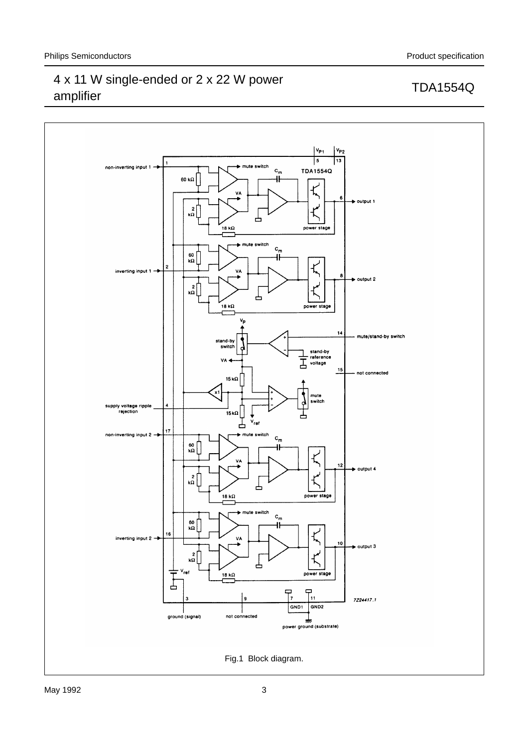Fig.1 Block diagram.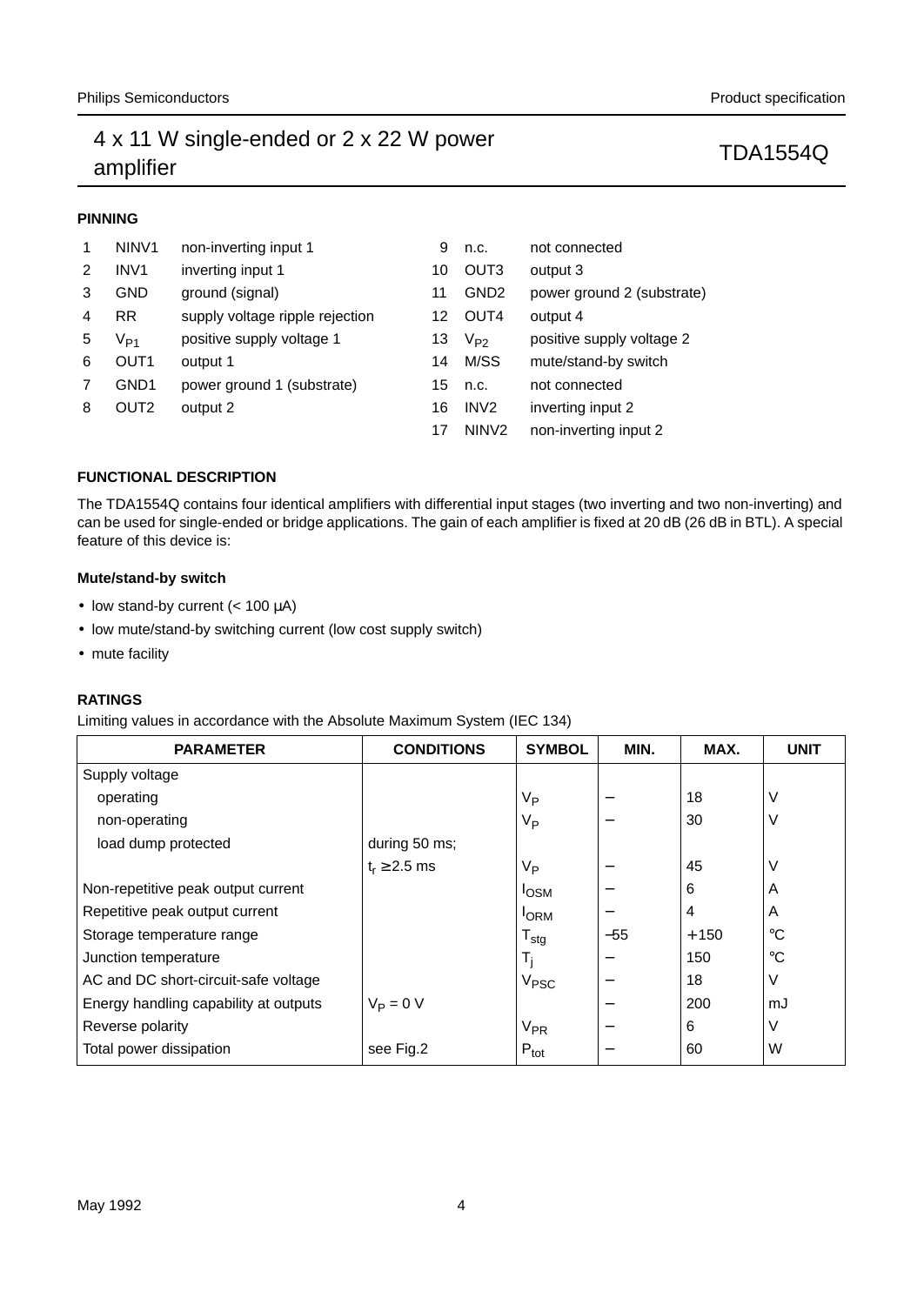## PINNING

| Pin | Symbol | Description |
|---|---|---|
| 1 | NINV1 | non-inverting input 1 |
| 2 | INV1 | inverting input 1 |
| 3 | GND | ground (signal) |
| 4 | RR | supply voltage ripple rejection |
| 5 | $V_{P1}$ | positive supply voltage 1 |
| 6 | OUT1 | output 1 |
| 7 | GND1 | power ground 1 (substrate) |
| 8 | OUT2 | output 2 |
| 9 | n.c. | not connected |
| 10 | OUT3 | output 3 |
| 11 | GND2 | power ground 2 (substrate) |
| 12 | OUT4 | output 4 |
| 13 | $V_{P2}$ | positive supply voltage 2 |
| 14 | M/SS | mute/stand-by switch |
| 15 | n.c. | not connected |
| 16 | INV2 | inverting input 2 |
| 17 | NINV2 | non-inverting input 2 |

## FUNCTIONAL DESCRIPTION

The TDA1554Q contains four identical amplifiers with differential input stages (two inverting and two non-inverting) and can be used for single-ended or bridge applications. The gain of each amplifier is fixed at 20 dB (26 dB in BTL). A special feature of this device is:

### Mute/stand-by switch

- low stand-by current (< 100 μA)
- low mute/stand-by switching current (low cost supply switch)
- mute facility

## RATINGS

Limiting values in accordance with the Absolute Maximum System (IEC 134)

| PARAMETER | CONDITIONS | SYMBOL | MIN. | MAX. | UNIT |
|---|---|---|---|---|---|
| Supply voltage | | | | | |
| operating | | $V_P$ | − | 18 | V |
| non-operating | | $V_P$ | − | 30 | V |
| load dump protected | during 50 ms; $t_r \geq 2.5$ ms | $V_P$ | − | 45 | V |
| Non-repetitive peak output current | | $I_{OSM}$ | − | 6 | A |
| Repetitive peak output current | | $I_{ORM}$ | − | 4 | A |
| Storage temperature range | | $T_{stg}$ | −55 | +150 | °C |
| Junction temperature | | $T_j$ | − | 150 | °C |
| AC and DC short-circuit-safe voltage | | $V_{PSC}$ | − | 18 | V |
| Energy handling capability at outputs | $V_P$ = 0 V | | − | 200 | mJ |
| Reverse polarity | | $V_{PR}$ | − | 6 | V |
| Total power dissipation | see Fig.2 | $P_{tot}$ | − | 60 | W |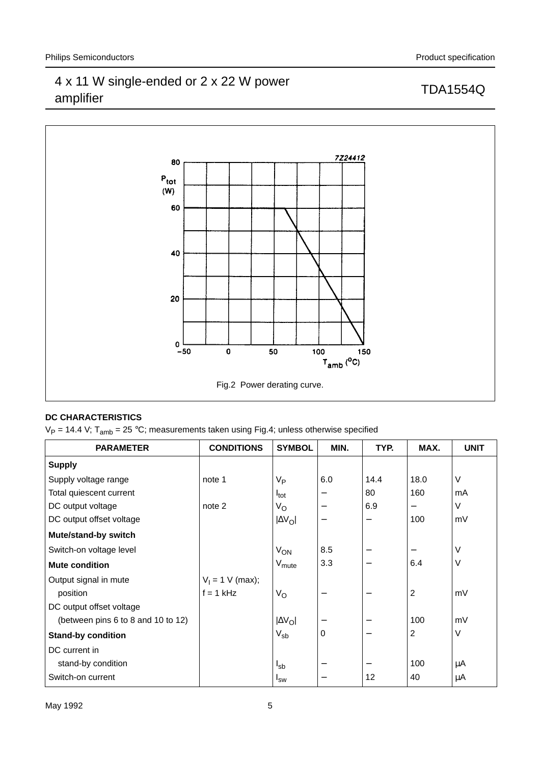Fig.2 Power derating curve.

**DC CHARACTERISTICS**

$V_P$ = 14.4 V; $T_{amb}$ = 25 °C; measurements taken using Fig.4; unless otherwise specified

| PARAMETER | CONDITIONS | SYMBOL | MIN. | TYP. | MAX. | UNIT |
|---|---|---|---|---|---|---|
| **Supply** | | | | | | |
| Supply voltage range | note 1 | $V_P$ | 6.0 | 14.4 | 18.0 | V |
| Total quiescent current | | $I_{tot}$ | − | 80 | 160 | mA |
| DC output voltage | note 2 | $V_O$ | − | 6.9 | − | V |
| DC output offset voltage | | $\lvert\Delta V_O\rvert$ | − | − | 100 | mV |
| **Mute/stand-by switch** | | | | | | |
| Switch-on voltage level | | $V_{ON}$ | 8.5 | − | − | V |
| **Mute condition** | | $V_{mute}$ | 3.3 | − | 6.4 | V |
| Output signal in mute position | $V_I$ = 1 V (max); f = 1 kHz | $V_O$ | − | − | 2 | mV |
| DC output offset voltage (between pins 6 to 8 and 10 to 12) | | $\lvert\Delta V_O\rvert$ | − | − | 100 | mV |
| **Stand-by condition** | | $V_{sb}$ | 0 | − | 2 | V |
| DC current in stand-by condition | | $I_{sb}$ | − | − | 100 | μA |
| Switch-on current | | $I_{sw}$ | − | 12 | 40 | μA |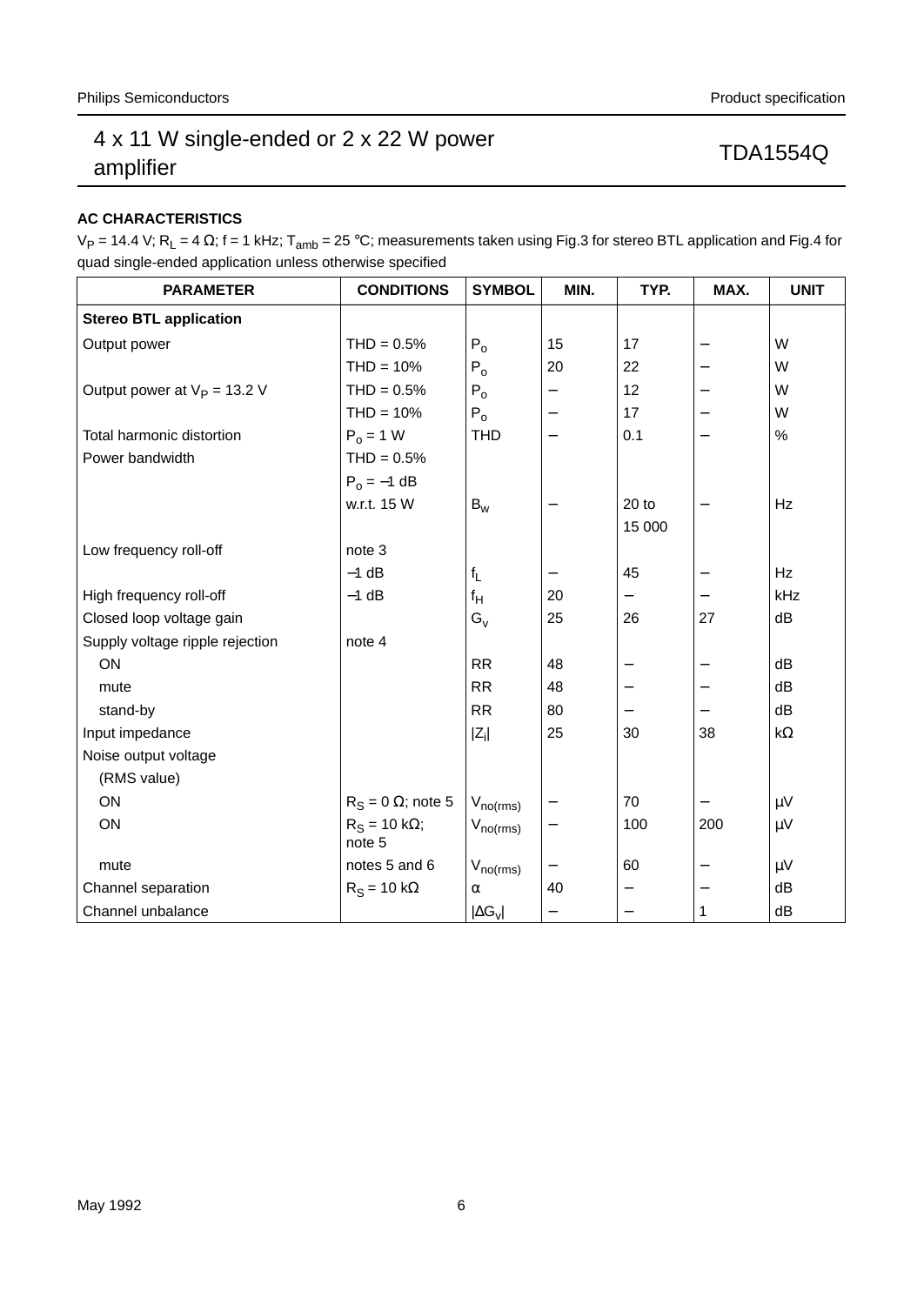### AC CHARACTERISTICS

$V_P$ = 14.4 V; $R_L$ = 4 Ω; f = 1 kHz; $T_{amb}$ = 25 °C; measurements taken using Fig.3 for stereo BTL application and Fig.4 for quad single-ended application unless otherwise specified

| PARAMETER | CONDITIONS | SYMBOL | MIN. | TYP. | MAX. | UNIT |
|---|---|---|---|---|---|---|
| **Stereo BTL application** | | | | | | |
| Output power | THD = 0.5% | $P_o$ | 15 | 17 | − | W |
| | THD = 10% | $P_o$ | 20 | 22 | − | W |
| Output power at $V_P$ = 13.2 V | THD = 0.5% | $P_o$ | − | 12 | − | W |
| | THD = 10% | $P_o$ | − | 17 | − | W |
| Total harmonic distortion | $P_o$ = 1 W | THD | − | 0.1 | − | % |
| Power bandwidth | THD = 0.5% | | | | | |
| | $P_o$ = −1 dB | | | | | |
| | w.r.t. 15 W | $B_w$ | − | 20 to 15 000 | − | Hz |
| Low frequency roll-off | note 3 | | | | | |
| | −1 dB | $f_L$ | − | 45 | − | Hz |
| High frequency roll-off | −1 dB | $f_H$ | 20 | − | − | kHz |
| Closed loop voltage gain | | $G_v$ | 25 | 26 | 27 | dB |
| Supply voltage ripple rejection | note 4 | | | | | |
| ON | | RR | 48 | − | − | dB |
| mute | | RR | 48 | − | − | dB |
| stand-by | | RR | 80 | − | − | dB |
| Input impedance | | $\|Z_i\|$ | 25 | 30 | 38 | kΩ |
| Noise output voltage (RMS value) | | | | | | |
| ON | $R_S$ = 0 Ω; note 5 | $V_{no(rms)}$ | − | 70 | − | μV |
| ON | $R_S$ = 10 kΩ; note 5 | $V_{no(rms)}$ | − | 100 | 200 | μV |
| mute | notes 5 and 6 | $V_{no(rms)}$ | − | 60 | − | μV |
| Channel separation | $R_S$ = 10 kΩ | α | 40 | − | − | dB |
| Channel unbalance | | $\|\Delta G_v\|$ | − | − | 1 | dB |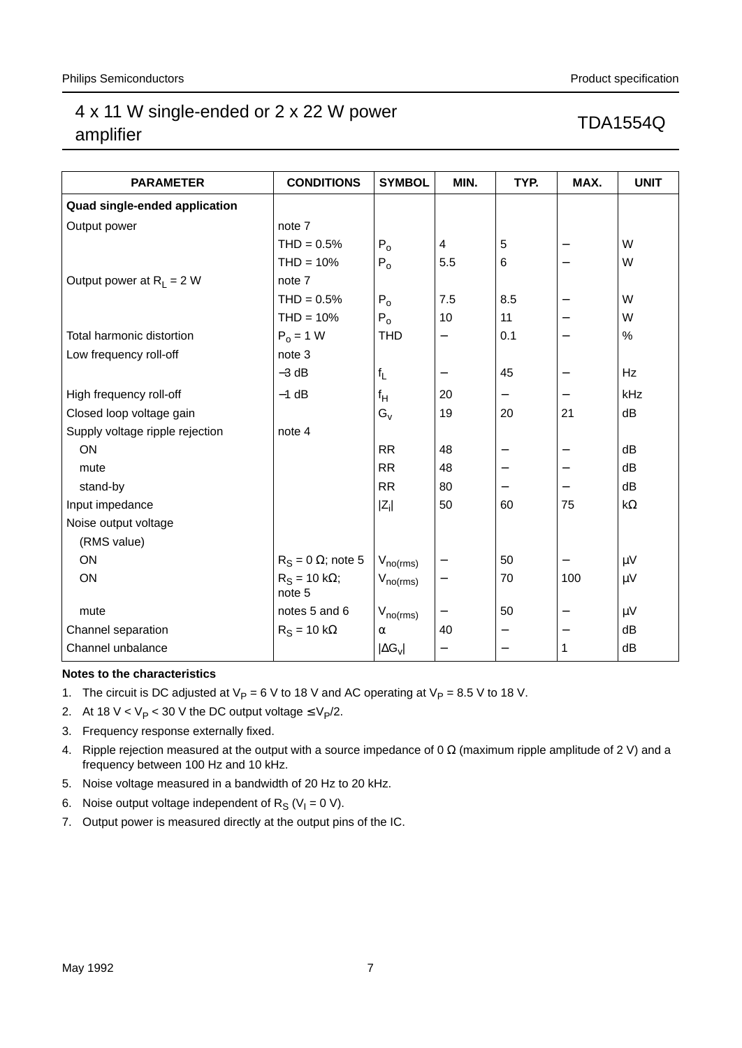| PARAMETER | CONDITIONS | SYMBOL | MIN. | TYP. | MAX. | UNIT |
|---|---|---|---|---|---|---|
| **Quad single-ended application** | | | | | | |
| Output power | note 7 | | | | | |
| | THD = 0.5% | $P_o$ | 4 | 5 | − | W |
| | THD = 10% | $P_o$ | 5.5 | 6 | − | W |
| Output power at $R_L$ = 2 W | note 7 | | | | | |
| | THD = 0.5% | $P_o$ | 7.5 | 8.5 | − | W |
| | THD = 10% | $P_o$ | 10 | 11 | − | W |
| Total harmonic distortion | $P_o$ = 1 W | THD | − | 0.1 | − | % |
| Low frequency roll-off | note 3 | | | | | |
| | −3 dB | $f_L$ | − | 45 | − | Hz |
| High frequency roll-off | −1 dB | $f_H$ | 20 | − | − | kHz |
| Closed loop voltage gain | | $G_v$ | 19 | 20 | 21 | dB |
| Supply voltage ripple rejection | note 4 | | | | | |
| ON | | RR | 48 | − | − | dB |
| mute | | RR | 48 | − | − | dB |
| stand-by | | RR | 80 | − | − | dB |
| Input impedance | | $\|Z_i\|$ | 50 | 60 | 75 | kΩ |
| Noise output voltage | | | | | | |
| (RMS value) | | | | | | |
| ON | $R_S$ = 0 Ω; note 5 | $V_{no(rms)}$ | − | 50 | − | μV |
| ON | $R_S$ = 10 kΩ; note 5 | $V_{no(rms)}$ | − | 70 | 100 | μV |
| mute | notes 5 and 6 | $V_{no(rms)}$ | − | 50 | − | μV |
| Channel separation | $R_S$ = 10 kΩ | α | 40 | − | − | dB |
| Channel unbalance | | $\|\Delta G_v\|$ | − | − | 1 | dB |

**Notes to the characteristics**

1. The circuit is DC adjusted at $V_P$ = 6 V to 18 V and AC operating at $V_P$ = 8.5 V to 18 V.
2. At 18 V < $V_P$ < 30 V the DC output voltage ≤ $V_P$/2.
3. Frequency response externally fixed.
4. Ripple rejection measured at the output with a source impedance of 0 Ω (maximum ripple amplitude of 2 V) and a frequency between 100 Hz and 10 kHz.
5. Noise voltage measured in a bandwidth of 20 Hz to 20 kHz.
6. Noise output voltage independent of $R_S$ ($V_I$ = 0 V).
7. Output power is measured directly at the output pins of the IC.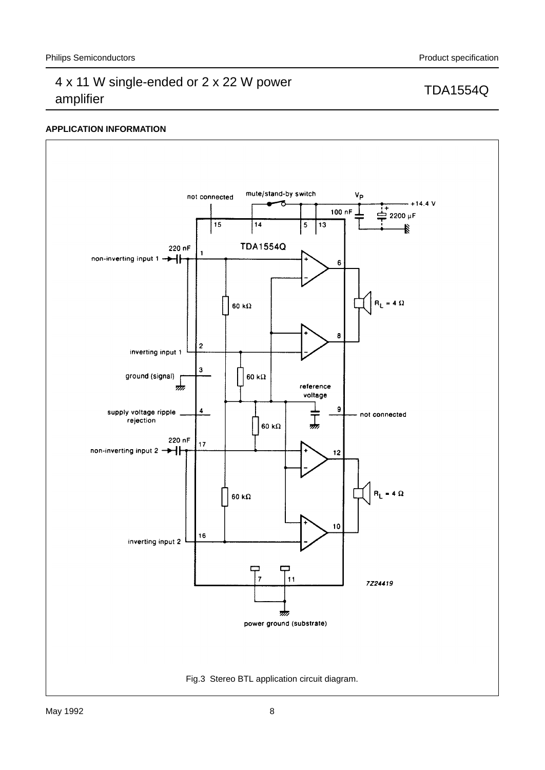## APPLICATION INFORMATION

Fig.3 Stereo BTL application circuit diagram.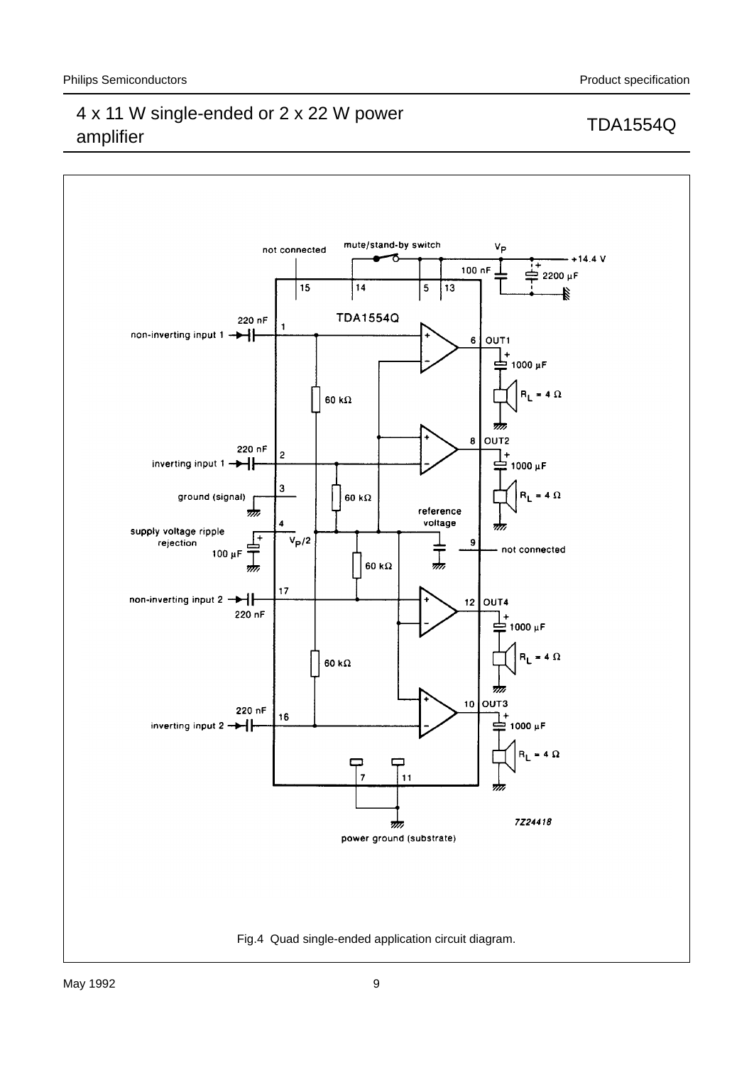Fig.4 Quad single-ended application circuit diagram.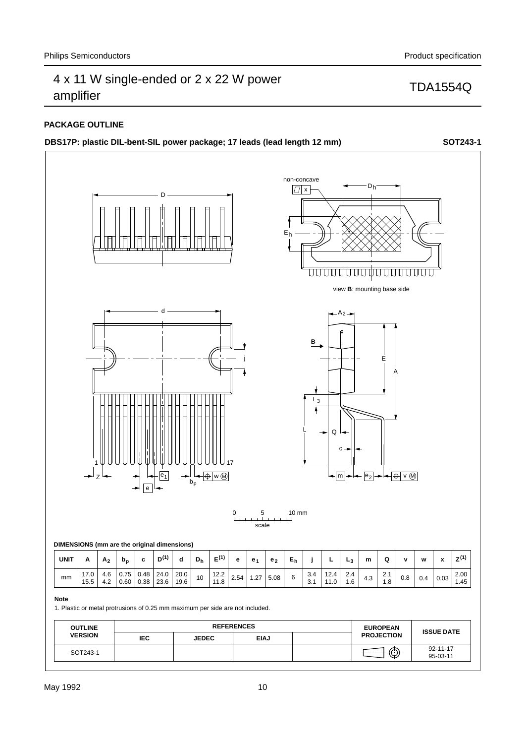## PACKAGE OUTLINE

**DBS17P: plastic DIL-bent-SIL power package; 17 leads (lead length 12 mm)** **SOT243-1**

**DIMENSIONS (mm are the original dimensions)**

| UNIT | A | $A_2$ | $b_p$ | c | $D^{(1)}$ | d | $D_h$ | $E^{(1)}$ | e | $e_1$ | $e_2$ | $E_h$ | j | L | $L_3$ | m | Q | v | w | x | $Z^{(1)}$ |
|---|---|---|---|---|---|---|---|---|---|---|---|---|---|---|---|---|---|---|---|---|---|
| mm | 17.0<br>15.5 | 4.6<br>4.2 | 0.75<br>0.60 | 0.48<br>0.38 | 24.0<br>23.6 | 20.0<br>19.6 | 10 | 12.2<br>11.8 | 2.54 | 1.27 | 5.08 | 6 | 3.4<br>3.1 | 12.4<br>11.0 | 2.4<br>1.6 | 4.3 | 2.1<br>1.8 | 0.8 | 0.4 | 0.03 | 2.00<br>1.45 |

**Note**

1. Plastic or metal protrusions of 0.25 mm maximum per side are not included.

| OUTLINE VERSION | REFERENCES | | | | EUROPEAN PROJECTION | ISSUE DATE |
|---|---|---|---|---|---|---|
| | IEC | JEDEC | EIAJ | | | |
| SOT243-1 | | | | | | ~~92-11-17~~<br>95-03-11 |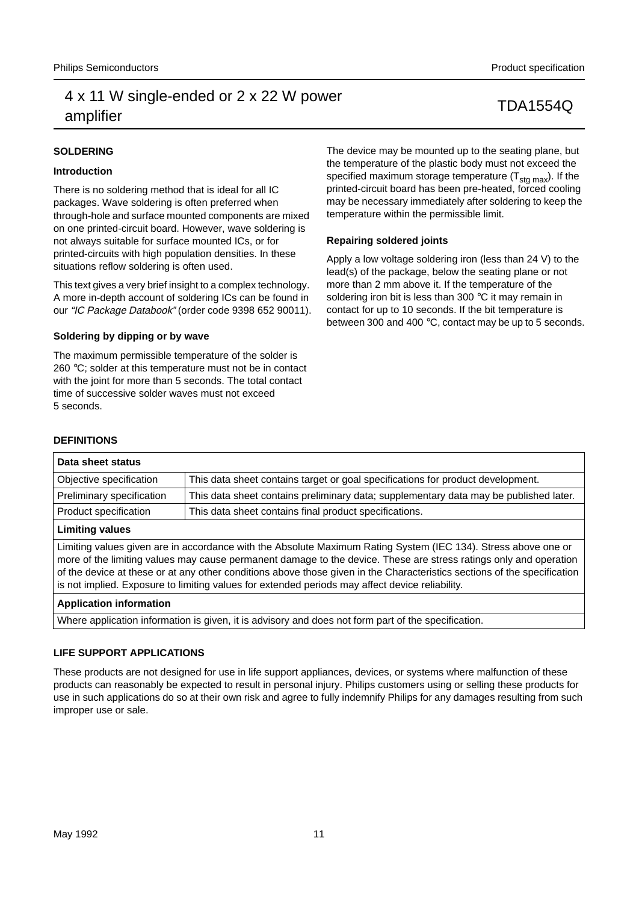## SOLDERING

### Introduction

There is no soldering method that is ideal for all IC packages. Wave soldering is often preferred when through-hole and surface mounted components are mixed on one printed-circuit board. However, wave soldering is not always suitable for surface mounted ICs, or for printed-circuits with high population densities. In these situations reflow soldering is often used.

This text gives a very brief insight to a complex technology. A more in-depth account of soldering ICs can be found in our *"IC Package Databook"* (order code 9398 652 90011).

### Soldering by dipping or by wave

The maximum permissible temperature of the solder is 260 °C; solder at this temperature must not be in contact with the joint for more than 5 seconds. The total contact time of successive solder waves must not exceed 5 seconds.

The device may be mounted up to the seating plane, but the temperature of the plastic body must not exceed the specified maximum storage temperature ($T_{stg\ max}$). If the printed-circuit board has been pre-heated, forced cooling may be necessary immediately after soldering to keep the temperature within the permissible limit.

### Repairing soldered joints

Apply a low voltage soldering iron (less than 24 V) to the lead(s) of the package, below the seating plane or not more than 2 mm above it. If the temperature of the soldering iron bit is less than 300 °C it may remain in contact for up to 10 seconds. If the bit temperature is between 300 and 400 °C, contact may be up to 5 seconds.

## DEFINITIONS

| | |
|---|---|
| **Data sheet status** | |
| Objective specification | This data sheet contains target or goal specifications for product development. |
| Preliminary specification | This data sheet contains preliminary data; supplementary data may be published later. |
| Product specification | This data sheet contains final product specifications. |
| **Limiting values** | |
| Limiting values given are in accordance with the Absolute Maximum Rating System (IEC 134). Stress above one or more of the limiting values may cause permanent damage to the device. These are stress ratings only and operation of the device at these or at any other conditions above those given in the Characteristics sections of the specification is not implied. Exposure to limiting values for extended periods may affect device reliability. | |
| **Application information** | |
| Where application information is given, it is advisory and does not form part of the specification. | |

## LIFE SUPPORT APPLICATIONS

These products are not designed for use in life support appliances, devices, or systems where malfunction of these products can reasonably be expected to result in personal injury. Philips customers using or selling these products for use in such applications do so at their own risk and agree to fully indemnify Philips for any damages resulting from such improper use or sale.